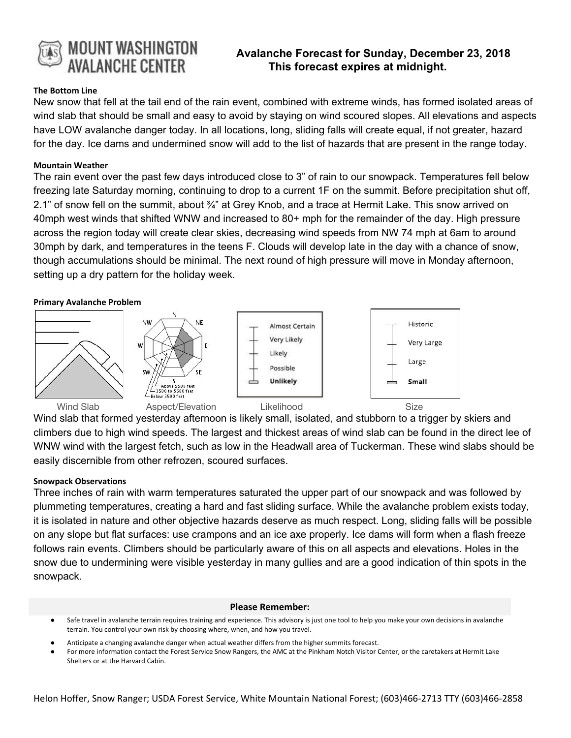# MOUNT WASHINGTON AVALANCHE CENTER

## Avalanche Forecast for Sunday, December 23, 2018
**This forecast expires at midnight.**

### The Bottom Line

New snow that fell at the tail end of the rain event, combined with extreme winds, has formed isolated areas of wind slab that should be small and easy to avoid by staying on wind scoured slopes. All elevations and aspects have LOW avalanche danger today. In all locations, long, sliding falls will create equal, if not greater, hazard for the day. Ice dams and undermined snow will add to the list of hazards that are present in the range today.

### Mountain Weather

The rain event over the past few days introduced close to 3" of rain to our snowpack. Temperatures fell below freezing late Saturday morning, continuing to drop to a current 1F on the summit. Before precipitation shut off, 2.1" of snow fell on the summit, about ¾" at Grey Knob, and a trace at Hermit Lake. This snow arrived on 40mph west winds that shifted WNW and increased to 80+ mph for the remainder of the day. High pressure across the region today will create clear skies, decreasing wind speeds from NW 74 mph at 6am to around 30mph by dark, and temperatures in the teens F. Clouds will develop late in the day with a chance of snow, though accumulations should be minimal. The next round of high pressure will move in Monday afternoon, setting up a dry pattern for the holiday week.

### Primary Avalanche Problem

Wind Slab | Aspect/Elevation (N, NE, E, SE, S, SW, W, NW; Above 5500 feet, 3500 to 5500 feet, Below 3500 feet) | Likelihood: Almost Certain, Very Likely, Likely, Possible, **Unlikely** | Size: Historic, Very Large, Large, **Small**

Wind slab that formed yesterday afternoon is likely small, isolated, and stubborn to a trigger by skiers and climbers due to high wind speeds. The largest and thickest areas of wind slab can be found in the direct lee of WNW wind with the largest fetch, such as low in the Headwall area of Tuckerman. These wind slabs should be easily discernible from other refrozen, scoured surfaces.

### Snowpack Observations

Three inches of rain with warm temperatures saturated the upper part of our snowpack and was followed by plummeting temperatures, creating a hard and fast sliding surface. While the avalanche problem exists today, it is isolated in nature and other objective hazards deserve as much respect. Long, sliding falls will be possible on any slope but flat surfaces: use crampons and an ice axe properly. Ice dams will form when a flash freeze follows rain events. Climbers should be particularly aware of this on all aspects and elevations. Holes in the snow due to undermining were visible yesterday in many gullies and are a good indication of thin spots in the snowpack.

### Please Remember:

- Safe travel in avalanche terrain requires training and experience. This advisory is just one tool to help you make your own decisions in avalanche terrain. You control your own risk by choosing where, when, and how you travel.
- Anticipate a changing avalanche danger when actual weather differs from the higher summits forecast.
- For more information contact the Forest Service Snow Rangers, the AMC at the Pinkham Notch Visitor Center, or the caretakers at Hermit Lake Shelters or at the Harvard Cabin.

Helon Hoffer, Snow Ranger; USDA Forest Service, White Mountain National Forest; (603)466-2713 TTY (603)466-2858